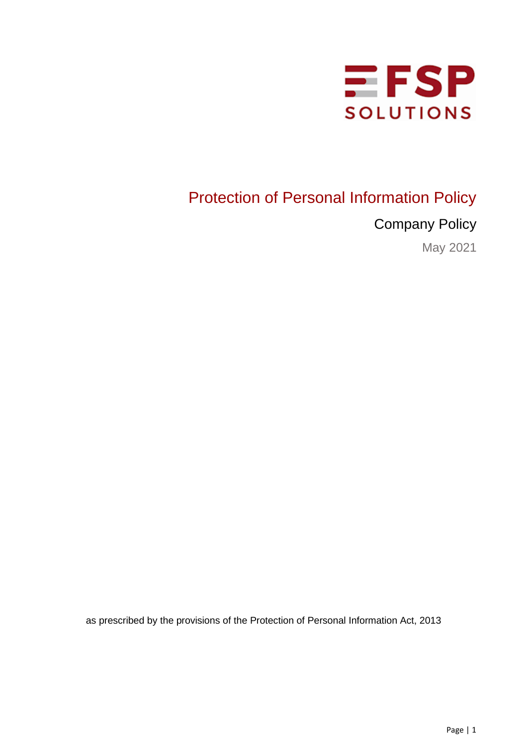FSP SOLUTIONS

# Protection of Personal Information Policy

## Company Policy

May 2021

as prescribed by the provisions of the Protection of Personal Information Act, 2013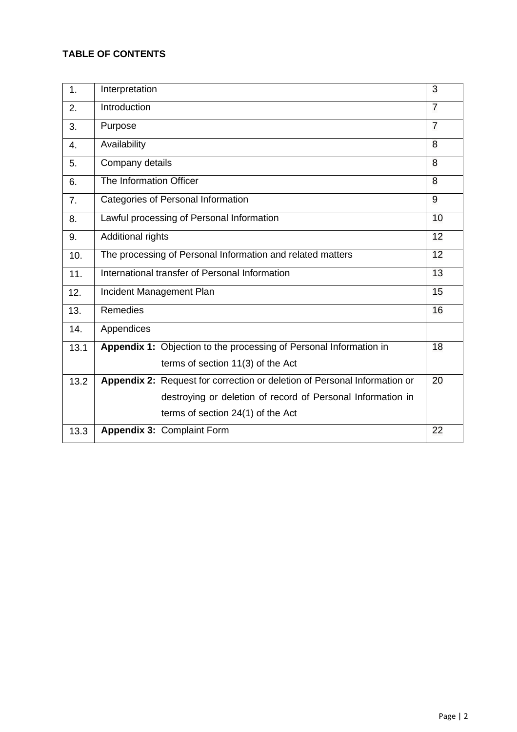**TABLE OF CONTENTS**

| | | |
|---|---|---|
| 1. | Interpretation | 3 |
| 2. | Introduction | 7 |
| 3. | Purpose | 7 |
| 4. | Availability | 8 |
| 5. | Company details | 8 |
| 6. | The Information Officer | 8 |
| 7. | Categories of Personal Information | 9 |
| 8. | Lawful processing of Personal Information | 10 |
| 9. | Additional rights | 12 |
| 10. | The processing of Personal Information and related matters | 12 |
| 11. | International transfer of Personal Information | 13 |
| 12. | Incident Management Plan | 15 |
| 13. | Remedies | 16 |
| 14. | Appendices | |
| 13.1 | **Appendix 1:** Objection to the processing of Personal Information in terms of section 11(3) of the Act | 18 |
| 13.2 | **Appendix 2:** Request for correction or deletion of Personal Information or destroying or deletion of record of Personal Information in terms of section 24(1) of the Act | 20 |
| 13.3 | **Appendix 3:** Complaint Form | 22 |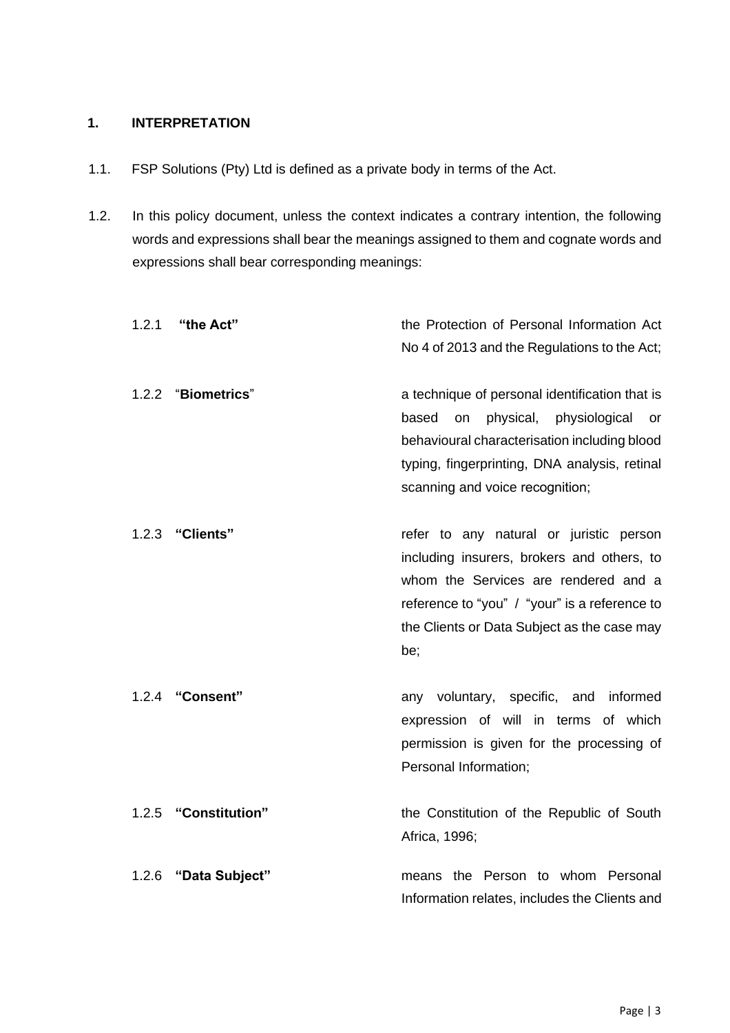## 1. INTERPRETATION

1.1. FSP Solutions (Pty) Ltd is defined as a private body in terms of the Act.

1.2. In this policy document, unless the context indicates a contrary intention, the following words and expressions shall bear the meanings assigned to them and cognate words and expressions shall bear corresponding meanings:

1.2.1 **"the Act"** — the Protection of Personal Information Act No 4 of 2013 and the Regulations to the Act;

1.2.2 "**Biometrics**" — a technique of personal identification that is based on physical, physiological or behavioural characterisation including blood typing, fingerprinting, DNA analysis, retinal scanning and voice recognition;

1.2.3 **"Clients"** — refer to any natural or juristic person including insurers, brokers and others, to whom the Services are rendered and a reference to "you" / "your" is a reference to the Clients or Data Subject as the case may be;

1.2.4 **"Consent"** — any voluntary, specific, and informed expression of will in terms of which permission is given for the processing of Personal Information;

1.2.5 **"Constitution"** — the Constitution of the Republic of South Africa, 1996;

1.2.6 **"Data Subject"** — means the Person to whom Personal Information relates, includes the Clients and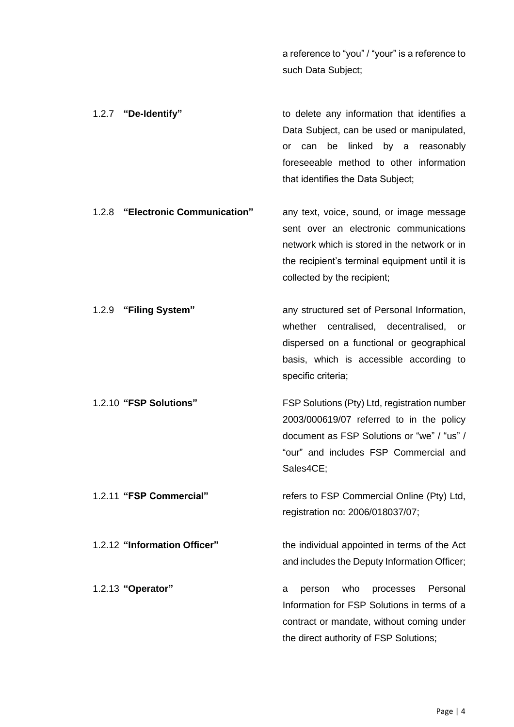a reference to "you" / "your" is a reference to such Data Subject;

1.2.7 **"De-Identify"** to delete any information that identifies a Data Subject, can be used or manipulated, or can be linked by a reasonably foreseeable method to other information that identifies the Data Subject;

1.2.8 **"Electronic Communication"** any text, voice, sound, or image message sent over an electronic communications network which is stored in the network or in the recipient's terminal equipment until it is collected by the recipient;

1.2.9 **"Filing System"** any structured set of Personal Information, whether centralised, decentralised, or dispersed on a functional or geographical basis, which is accessible according to specific criteria;

1.2.10 **"FSP Solutions"** FSP Solutions (Pty) Ltd, registration number 2003/000619/07 referred to in the policy document as FSP Solutions or "we" / "us" / "our" and includes FSP Commercial and Sales4CE;

1.2.11 **"FSP Commercial"** refers to FSP Commercial Online (Pty) Ltd, registration no: 2006/018037/07;

1.2.12 **"Information Officer"** the individual appointed in terms of the Act and includes the Deputy Information Officer;

1.2.13 **"Operator"** a person who processes Personal Information for FSP Solutions in terms of a contract or mandate, without coming under the direct authority of FSP Solutions;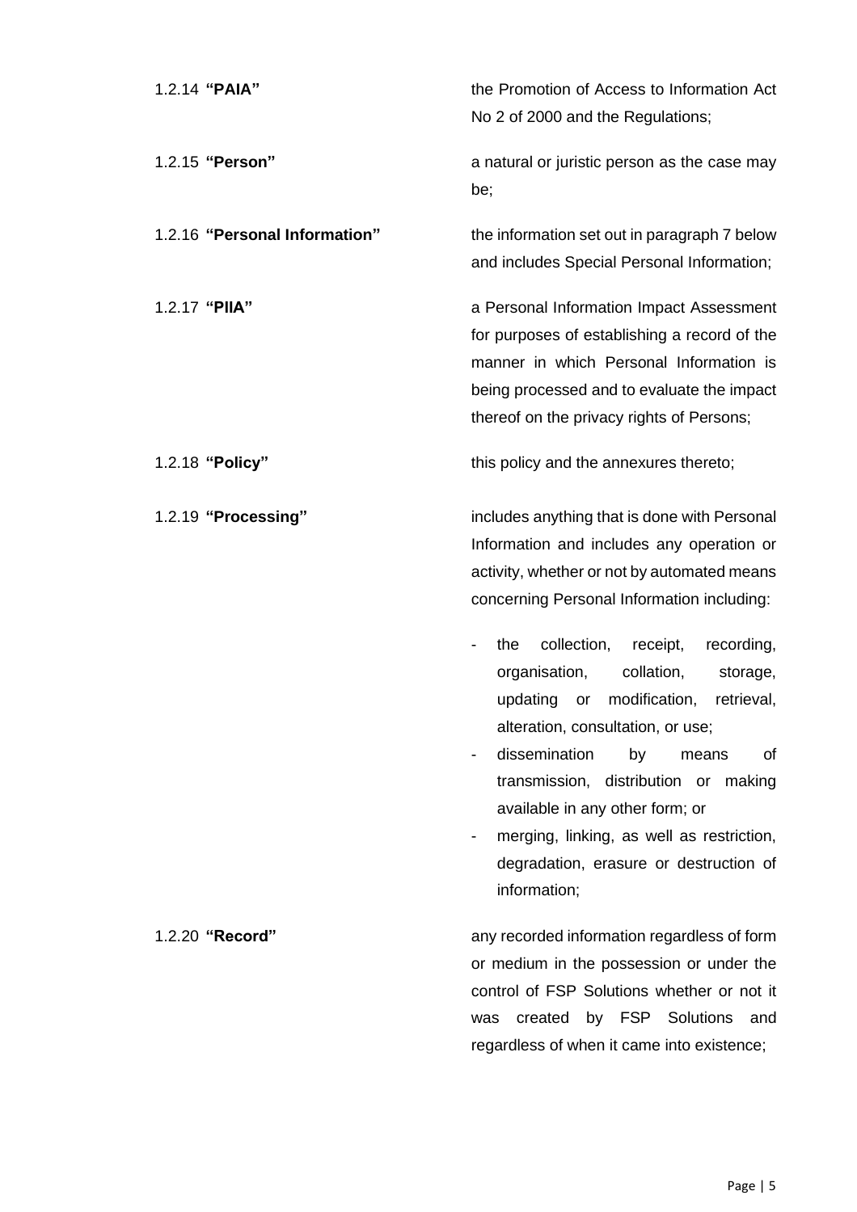1.2.14 **"PAIA"** the Promotion of Access to Information Act No 2 of 2000 and the Regulations;

1.2.15 **"Person"** a natural or juristic person as the case may be;

1.2.16 **"Personal Information"** the information set out in paragraph 7 below and includes Special Personal Information;

1.2.17 **"PIIA"** a Personal Information Impact Assessment for purposes of establishing a record of the manner in which Personal Information is being processed and to evaluate the impact thereof on the privacy rights of Persons;

1.2.18 **"Policy"** this policy and the annexures thereto;

1.2.19 **"Processing"** includes anything that is done with Personal Information and includes any operation or activity, whether or not by automated means concerning Personal Information including:

- the collection, receipt, recording, organisation, collation, storage, updating or modification, retrieval, alteration, consultation, or use;
- dissemination by means of transmission, distribution or making available in any other form; or
- merging, linking, as well as restriction, degradation, erasure or destruction of information;

1.2.20 **"Record"** any recorded information regardless of form or medium in the possession or under the control of FSP Solutions whether or not it was created by FSP Solutions and regardless of when it came into existence;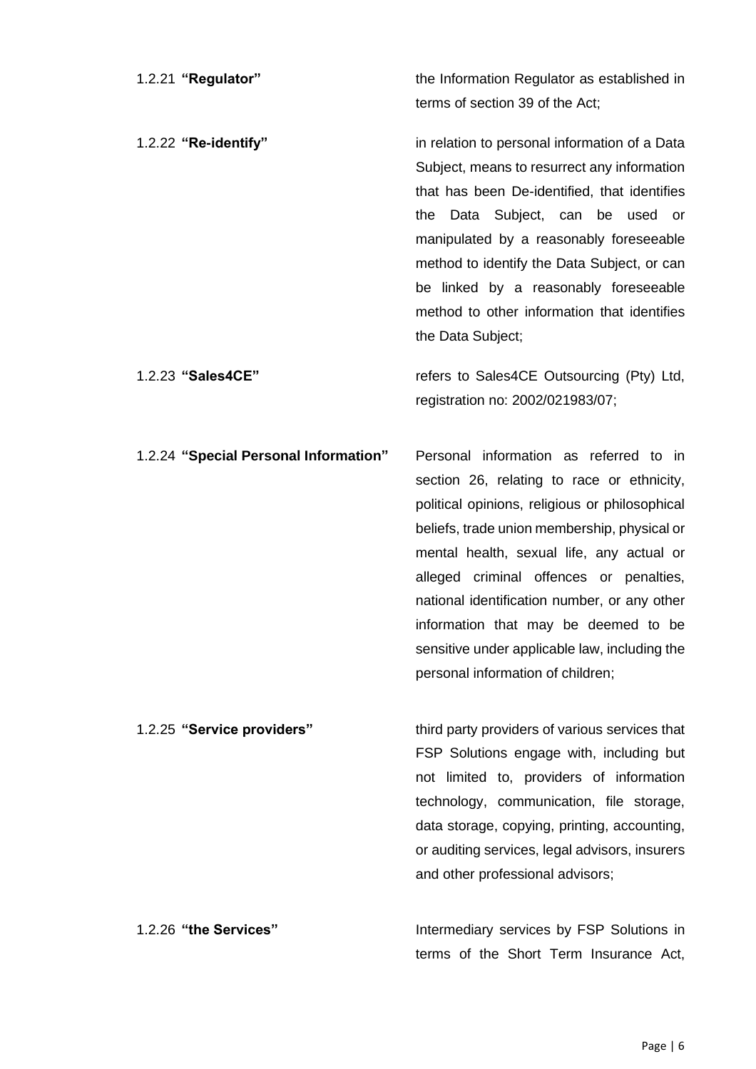1.2.21 **"Regulator"** the Information Regulator as established in terms of section 39 of the Act;

1.2.22 **"Re-identify"** in relation to personal information of a Data Subject, means to resurrect any information that has been De-identified, that identifies the Data Subject, can be used or manipulated by a reasonably foreseeable method to identify the Data Subject, or can be linked by a reasonably foreseeable method to other information that identifies the Data Subject;

1.2.23 **"Sales4CE"** refers to Sales4CE Outsourcing (Pty) Ltd, registration no: 2002/021983/07;

1.2.24 **"Special Personal Information"** Personal information as referred to in section 26, relating to race or ethnicity, political opinions, religious or philosophical beliefs, trade union membership, physical or mental health, sexual life, any actual or alleged criminal offences or penalties, national identification number, or any other information that may be deemed to be sensitive under applicable law, including the personal information of children;

1.2.25 **"Service providers"** third party providers of various services that FSP Solutions engage with, including but not limited to, providers of information technology, communication, file storage, data storage, copying, printing, accounting, or auditing services, legal advisors, insurers and other professional advisors;

1.2.26 **"the Services"** Intermediary services by FSP Solutions in terms of the Short Term Insurance Act,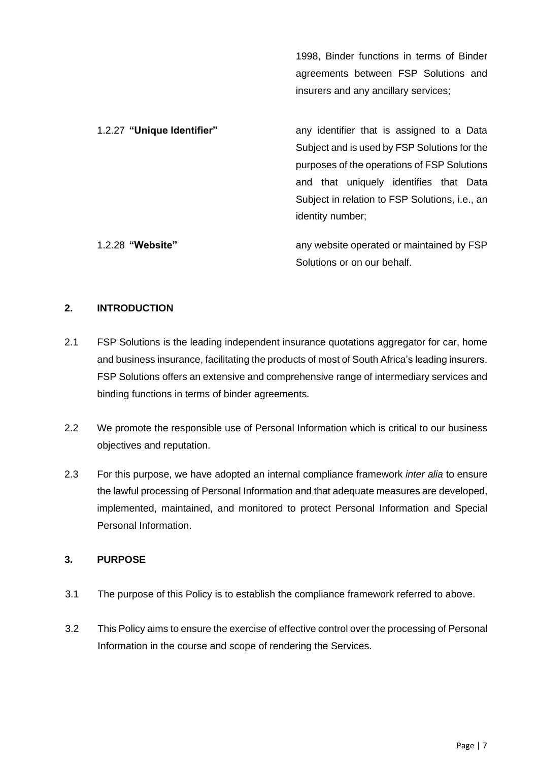1998, Binder functions in terms of Binder agreements between FSP Solutions and insurers and any ancillary services;

1.2.27 **"Unique Identifier"** any identifier that is assigned to a Data Subject and is used by FSP Solutions for the purposes of the operations of FSP Solutions and that uniquely identifies that Data Subject in relation to FSP Solutions, i.e., an identity number;

1.2.28 **"Website"** any website operated or maintained by FSP Solutions or on our behalf.

## 2. INTRODUCTION

2.1 FSP Solutions is the leading independent insurance quotations aggregator for car, home and business insurance, facilitating the products of most of South Africa's leading insurers. FSP Solutions offers an extensive and comprehensive range of intermediary services and binding functions in terms of binder agreements.

2.2 We promote the responsible use of Personal Information which is critical to our business objectives and reputation.

2.3 For this purpose, we have adopted an internal compliance framework *inter alia* to ensure the lawful processing of Personal Information and that adequate measures are developed, implemented, maintained, and monitored to protect Personal Information and Special Personal Information.

## 3. PURPOSE

3.1 The purpose of this Policy is to establish the compliance framework referred to above.

3.2 This Policy aims to ensure the exercise of effective control over the processing of Personal Information in the course and scope of rendering the Services.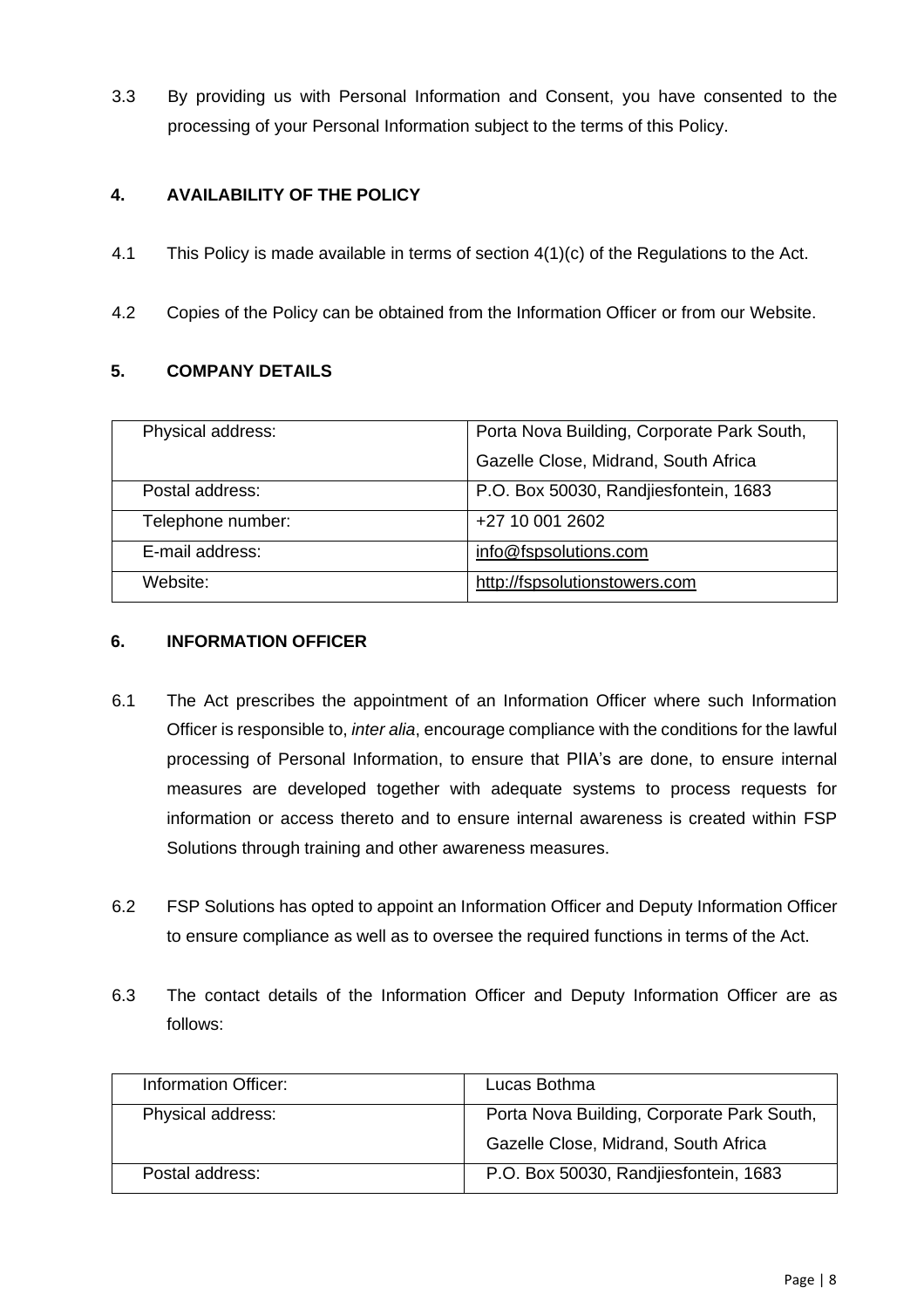3.3 By providing us with Personal Information and Consent, you have consented to the processing of your Personal Information subject to the terms of this Policy.

## 4. AVAILABILITY OF THE POLICY

4.1 This Policy is made available in terms of section 4(1)(c) of the Regulations to the Act.

4.2 Copies of the Policy can be obtained from the Information Officer or from our Website.

## 5. COMPANY DETAILS

| | |
|---|---|
| Physical address: | Porta Nova Building, Corporate Park South, Gazelle Close, Midrand, South Africa |
| Postal address: | P.O. Box 50030, Randjiesfontein, 1683 |
| Telephone number: | +27 10 001 2602 |
| E-mail address: | info@fspsolutions.com |
| Website: | http://fspsolutionstowers.com |

## 6. INFORMATION OFFICER

6.1 The Act prescribes the appointment of an Information Officer where such Information Officer is responsible to, *inter alia*, encourage compliance with the conditions for the lawful processing of Personal Information, to ensure that PIIA's are done, to ensure internal measures are developed together with adequate systems to process requests for information or access thereto and to ensure internal awareness is created within FSP Solutions through training and other awareness measures.

6.2 FSP Solutions has opted to appoint an Information Officer and Deputy Information Officer to ensure compliance as well as to oversee the required functions in terms of the Act.

6.3 The contact details of the Information Officer and Deputy Information Officer are as follows:

| | |
|---|---|
| Information Officer: | Lucas Bothma |
| Physical address: | Porta Nova Building, Corporate Park South, Gazelle Close, Midrand, South Africa |
| Postal address: | P.O. Box 50030, Randjiesfontein, 1683 |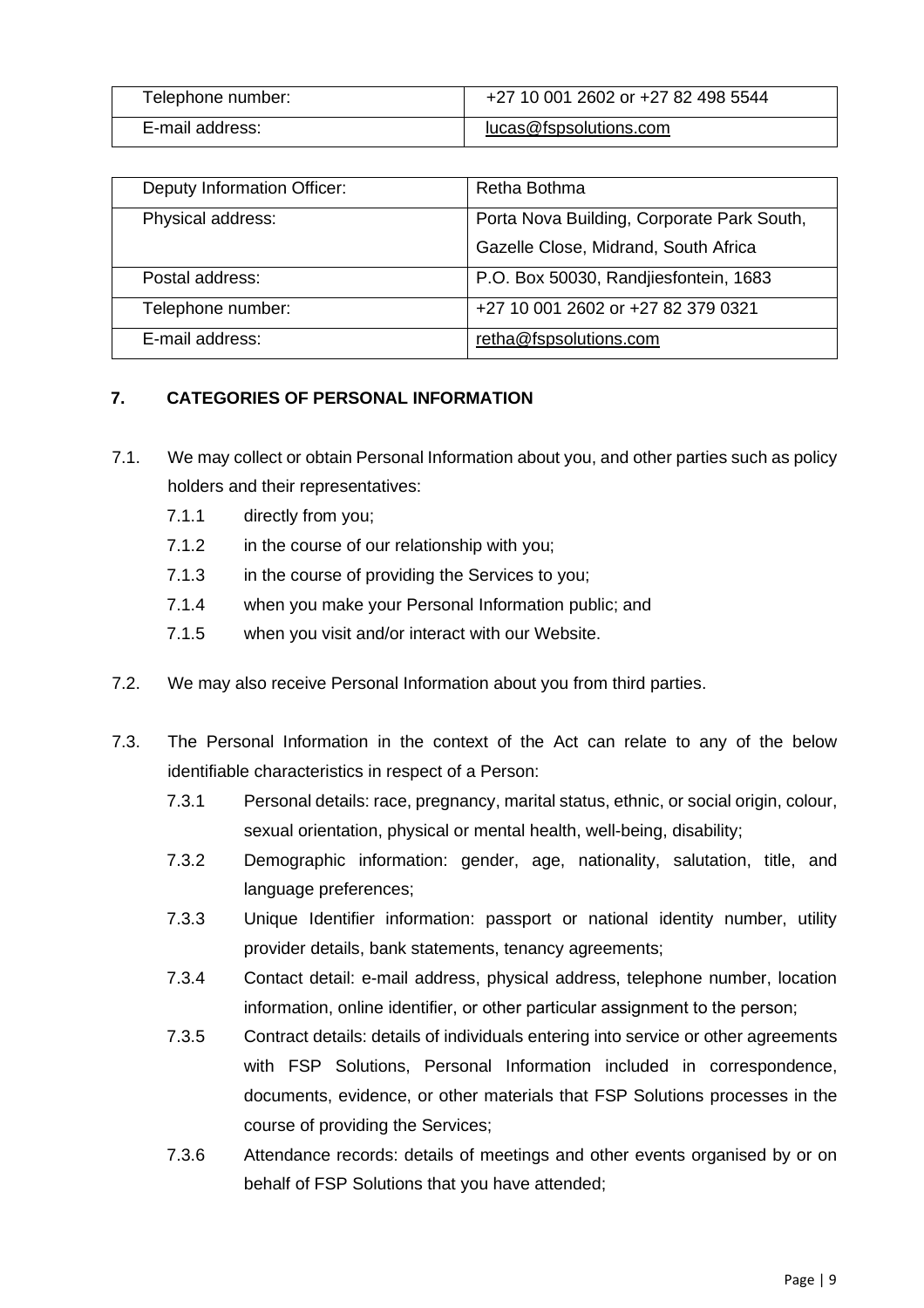| Telephone number: | +27 10 001 2602 or +27 82 498 5544 |
|---|---|
| E-mail address: | lucas@fspsolutions.com |

| Deputy Information Officer: | Retha Bothma |
|---|---|
| Physical address: | Porta Nova Building, Corporate Park South, Gazelle Close, Midrand, South Africa |
| Postal address: | P.O. Box 50030, Randjiesfontein, 1683 |
| Telephone number: | +27 10 001 2602 or +27 82 379 0321 |
| E-mail address: | retha@fspsolutions.com |

## 7. CATEGORIES OF PERSONAL INFORMATION

7.1. We may collect or obtain Personal Information about you, and other parties such as policy holders and their representatives:

- 7.1.1 directly from you;
- 7.1.2 in the course of our relationship with you;
- 7.1.3 in the course of providing the Services to you;
- 7.1.4 when you make your Personal Information public; and
- 7.1.5 when you visit and/or interact with our Website.

7.2. We may also receive Personal Information about you from third parties.

7.3. The Personal Information in the context of the Act can relate to any of the below identifiable characteristics in respect of a Person:

- 7.3.1 Personal details: race, pregnancy, marital status, ethnic, or social origin, colour, sexual orientation, physical or mental health, well-being, disability;
- 7.3.2 Demographic information: gender, age, nationality, salutation, title, and language preferences;
- 7.3.3 Unique Identifier information: passport or national identity number, utility provider details, bank statements, tenancy agreements;
- 7.3.4 Contact detail: e-mail address, physical address, telephone number, location information, online identifier, or other particular assignment to the person;
- 7.3.5 Contract details: details of individuals entering into service or other agreements with FSP Solutions, Personal Information included in correspondence, documents, evidence, or other materials that FSP Solutions processes in the course of providing the Services;
- 7.3.6 Attendance records: details of meetings and other events organised by or on behalf of FSP Solutions that you have attended;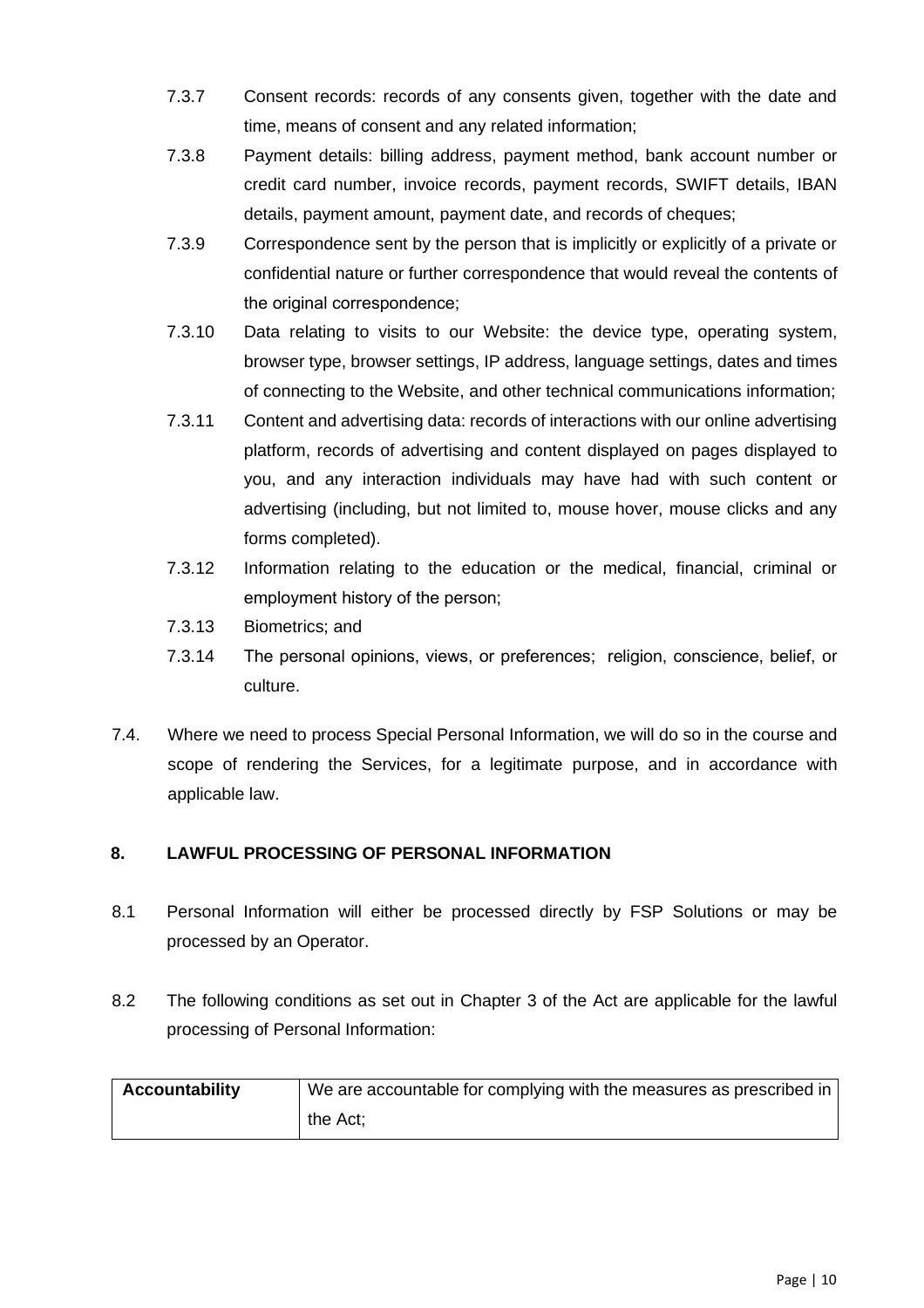7.3.7 Consent records: records of any consents given, together with the date and time, means of consent and any related information;

7.3.8 Payment details: billing address, payment method, bank account number or credit card number, invoice records, payment records, SWIFT details, IBAN details, payment amount, payment date, and records of cheques;

7.3.9 Correspondence sent by the person that is implicitly or explicitly of a private or confidential nature or further correspondence that would reveal the contents of the original correspondence;

7.3.10 Data relating to visits to our Website: the device type, operating system, browser type, browser settings, IP address, language settings, dates and times of connecting to the Website, and other technical communications information;

7.3.11 Content and advertising data: records of interactions with our online advertising platform, records of advertising and content displayed on pages displayed to you, and any interaction individuals may have had with such content or advertising (including, but not limited to, mouse hover, mouse clicks and any forms completed).

7.3.12 Information relating to the education or the medical, financial, criminal or employment history of the person;

7.3.13 Biometrics; and

7.3.14 The personal opinions, views, or preferences; religion, conscience, belief, or culture.

7.4. Where we need to process Special Personal Information, we will do so in the course and scope of rendering the Services, for a legitimate purpose, and in accordance with applicable law.

## 8. LAWFUL PROCESSING OF PERSONAL INFORMATION

8.1 Personal Information will either be processed directly by FSP Solutions or may be processed by an Operator.

8.2 The following conditions as set out in Chapter 3 of the Act are applicable for the lawful processing of Personal Information:

| **Accountability** | We are accountable for complying with the measures as prescribed in the Act; |
|---|---|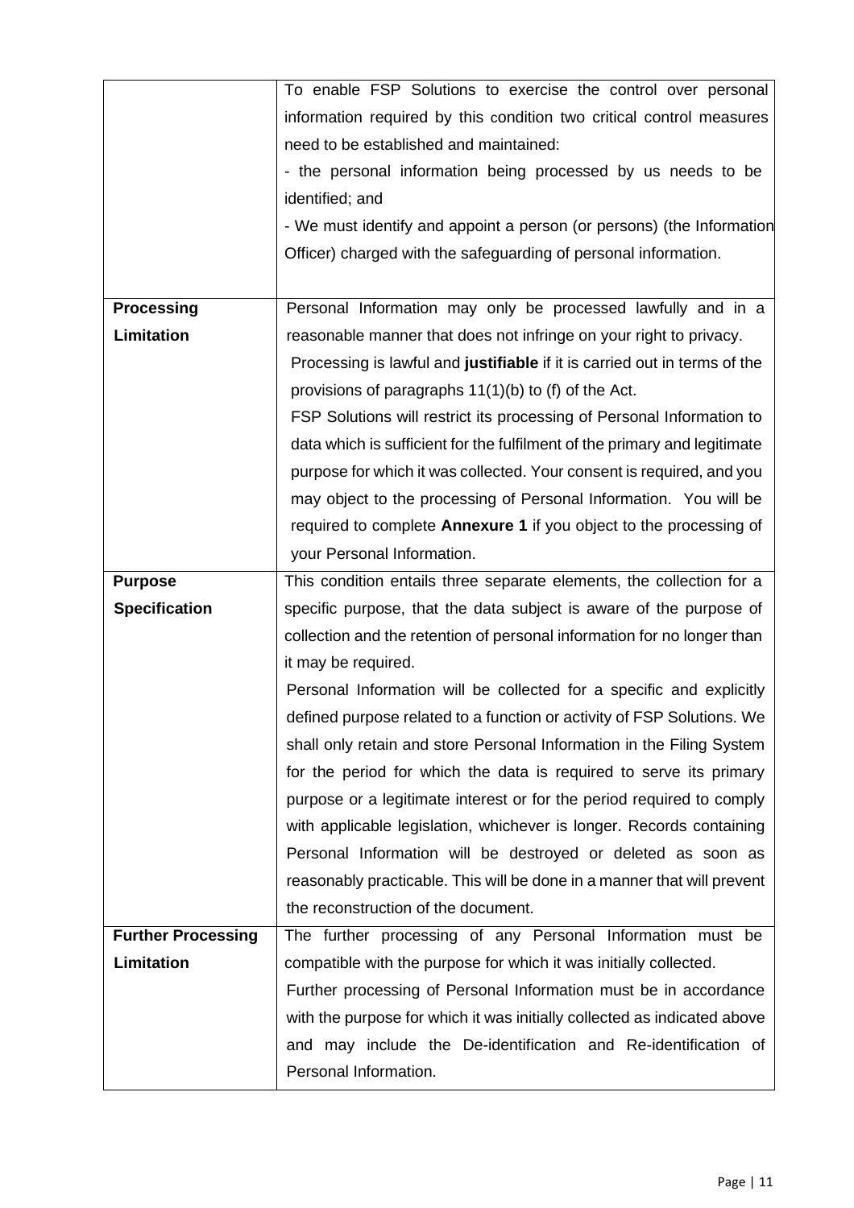| | |
|---|---|
| | To enable FSP Solutions to exercise the control over personal information required by this condition two critical control measures need to be established and maintained:<br>- the personal information being processed by us needs to be identified; and<br>- We must identify and appoint a person (or persons) (the Information Officer) charged with the safeguarding of personal information. |
| **Processing Limitation** | Personal Information may only be processed lawfully and in a reasonable manner that does not infringe on your right to privacy.<br>Processing is lawful and **justifiable** if it is carried out in terms of the provisions of paragraphs 11(1)(b) to (f) of the Act.<br>FSP Solutions will restrict its processing of Personal Information to data which is sufficient for the fulfilment of the primary and legitimate purpose for which it was collected. Your consent is required, and you may object to the processing of Personal Information. You will be required to complete **Annexure 1** if you object to the processing of your Personal Information. |
| **Purpose Specification** | This condition entails three separate elements, the collection for a specific purpose, that the data subject is aware of the purpose of collection and the retention of personal information for no longer than it may be required.<br>Personal Information will be collected for a specific and explicitly defined purpose related to a function or activity of FSP Solutions. We shall only retain and store Personal Information in the Filing System for the period for which the data is required to serve its primary purpose or a legitimate interest or for the period required to comply with applicable legislation, whichever is longer. Records containing Personal Information will be destroyed or deleted as soon as reasonably practicable. This will be done in a manner that will prevent the reconstruction of the document. |
| **Further Processing Limitation** | The further processing of any Personal Information must be compatible with the purpose for which it was initially collected.<br>Further processing of Personal Information must be in accordance with the purpose for which it was initially collected as indicated above and may include the De-identification and Re-identification of Personal Information. |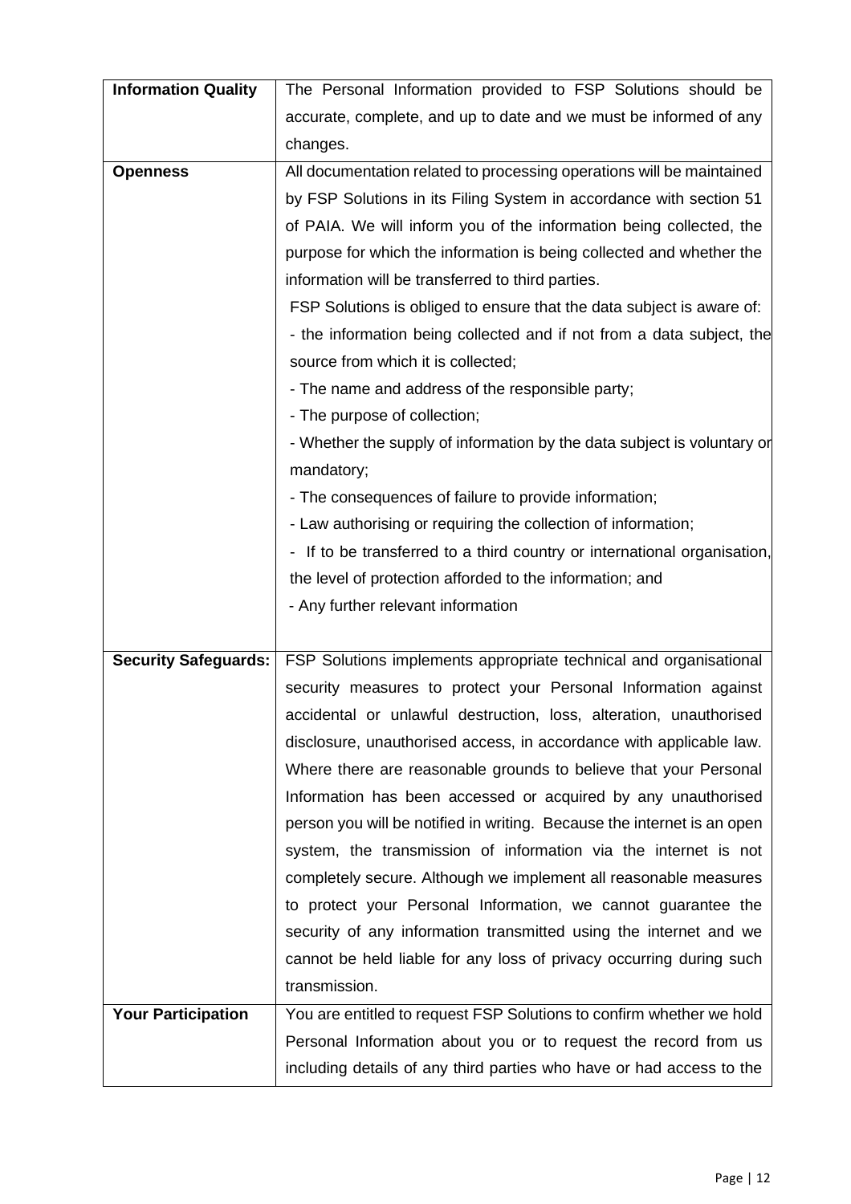| | |
|---|---|
| **Information Quality** | The Personal Information provided to FSP Solutions should be accurate, complete, and up to date and we must be informed of any changes. |
| **Openness** | All documentation related to processing operations will be maintained by FSP Solutions in its Filing System in accordance with section 51 of PAIA. We will inform you of the information being collected, the purpose for which the information is being collected and whether the information will be transferred to third parties.<br>FSP Solutions is obliged to ensure that the data subject is aware of:<br>- the information being collected and if not from a data subject, the source from which it is collected;<br>- The name and address of the responsible party;<br>- The purpose of collection;<br>- Whether the supply of information by the data subject is voluntary or mandatory;<br>- The consequences of failure to provide information;<br>- Law authorising or requiring the collection of information;<br>- If to be transferred to a third country or international organisation, the level of protection afforded to the information; and<br>- Any further relevant information |
| **Security Safeguards:** | FSP Solutions implements appropriate technical and organisational security measures to protect your Personal Information against accidental or unlawful destruction, loss, alteration, unauthorised disclosure, unauthorised access, in accordance with applicable law. Where there are reasonable grounds to believe that your Personal Information has been accessed or acquired by any unauthorised person you will be notified in writing. Because the internet is an open system, the transmission of information via the internet is not completely secure. Although we implement all reasonable measures to protect your Personal Information, we cannot guarantee the security of any information transmitted using the internet and we cannot be held liable for any loss of privacy occurring during such transmission. |
| **Your Participation** | You are entitled to request FSP Solutions to confirm whether we hold Personal Information about you or to request the record from us including details of any third parties who have or had access to the |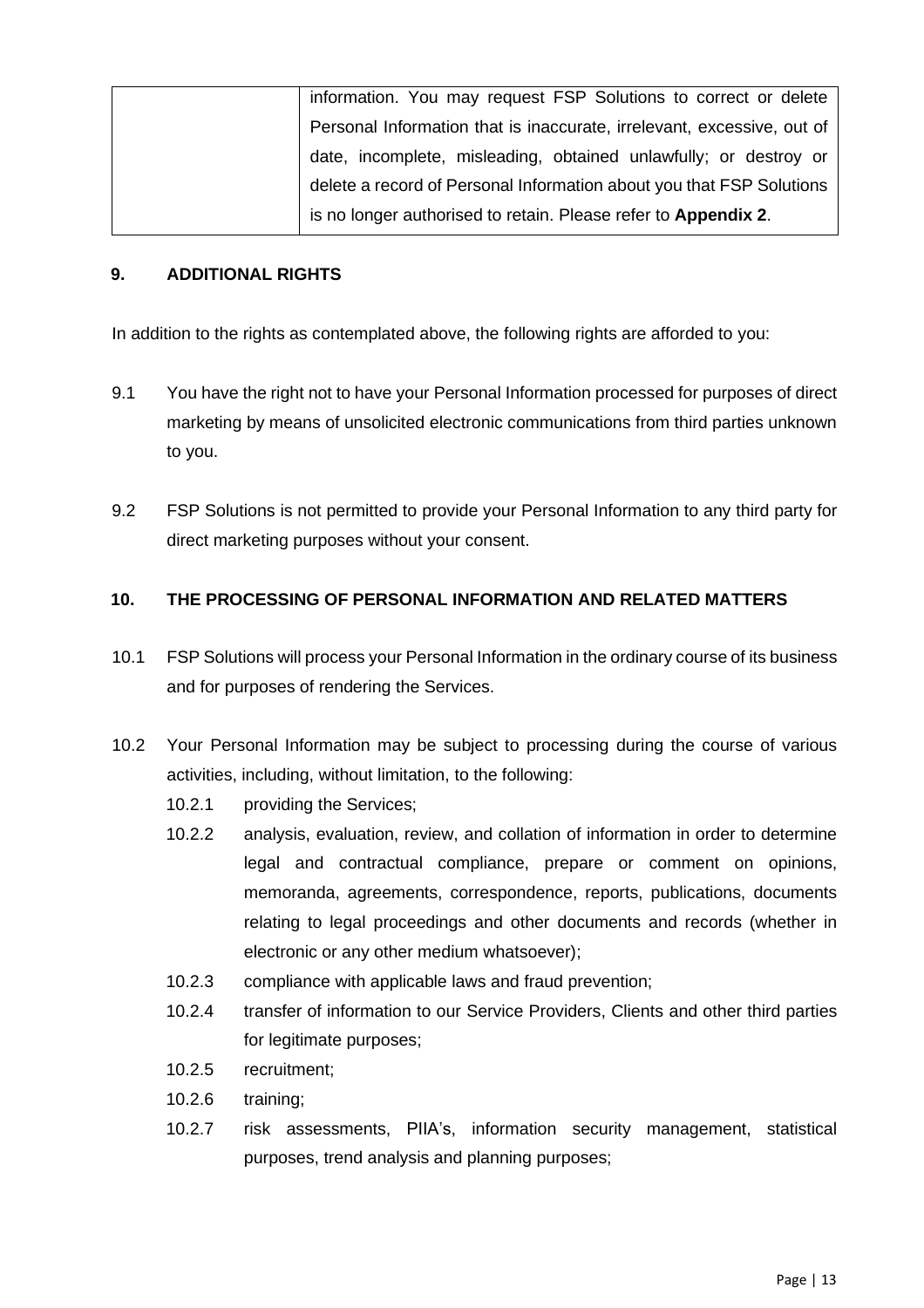| | information. You may request FSP Solutions to correct or delete Personal Information that is inaccurate, irrelevant, excessive, out of date, incomplete, misleading, obtained unlawfully; or destroy or delete a record of Personal Information about you that FSP Solutions is no longer authorised to retain. Please refer to **Appendix 2**. |
| --- | --- |

## 9. ADDITIONAL RIGHTS

In addition to the rights as contemplated above, the following rights are afforded to you:

9.1 You have the right not to have your Personal Information processed for purposes of direct marketing by means of unsolicited electronic communications from third parties unknown to you.

9.2 FSP Solutions is not permitted to provide your Personal Information to any third party for direct marketing purposes without your consent.

## 10. THE PROCESSING OF PERSONAL INFORMATION AND RELATED MATTERS

10.1 FSP Solutions will process your Personal Information in the ordinary course of its business and for purposes of rendering the Services.

10.2 Your Personal Information may be subject to processing during the course of various activities, including, without limitation, to the following:

- 10.2.1 providing the Services;
- 10.2.2 analysis, evaluation, review, and collation of information in order to determine legal and contractual compliance, prepare or comment on opinions, memoranda, agreements, correspondence, reports, publications, documents relating to legal proceedings and other documents and records (whether in electronic or any other medium whatsoever);
- 10.2.3 compliance with applicable laws and fraud prevention;
- 10.2.4 transfer of information to our Service Providers, Clients and other third parties for legitimate purposes;
- 10.2.5 recruitment;
- 10.2.6 training;
- 10.2.7 risk assessments, PIIA's, information security management, statistical purposes, trend analysis and planning purposes;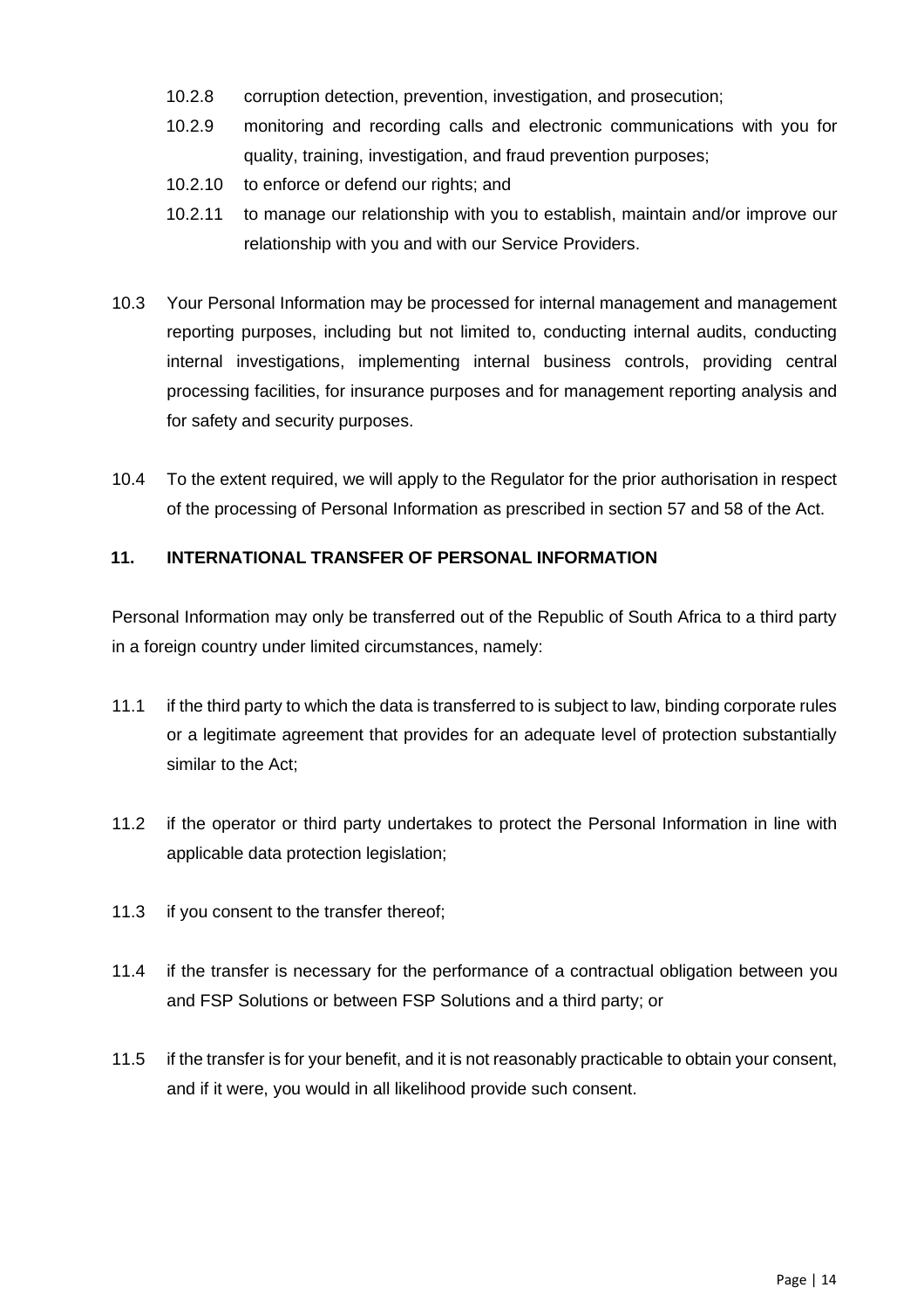10.2.8 corruption detection, prevention, investigation, and prosecution;

10.2.9 monitoring and recording calls and electronic communications with you for quality, training, investigation, and fraud prevention purposes;

10.2.10 to enforce or defend our rights; and

10.2.11 to manage our relationship with you to establish, maintain and/or improve our relationship with you and with our Service Providers.

10.3 Your Personal Information may be processed for internal management and management reporting purposes, including but not limited to, conducting internal audits, conducting internal investigations, implementing internal business controls, providing central processing facilities, for insurance purposes and for management reporting analysis and for safety and security purposes.

10.4 To the extent required, we will apply to the Regulator for the prior authorisation in respect of the processing of Personal Information as prescribed in section 57 and 58 of the Act.

## 11. INTERNATIONAL TRANSFER OF PERSONAL INFORMATION

Personal Information may only be transferred out of the Republic of South Africa to a third party in a foreign country under limited circumstances, namely:

11.1 if the third party to which the data is transferred to is subject to law, binding corporate rules or a legitimate agreement that provides for an adequate level of protection substantially similar to the Act;

11.2 if the operator or third party undertakes to protect the Personal Information in line with applicable data protection legislation;

11.3 if you consent to the transfer thereof;

11.4 if the transfer is necessary for the performance of a contractual obligation between you and FSP Solutions or between FSP Solutions and a third party; or

11.5 if the transfer is for your benefit, and it is not reasonably practicable to obtain your consent, and if it were, you would in all likelihood provide such consent.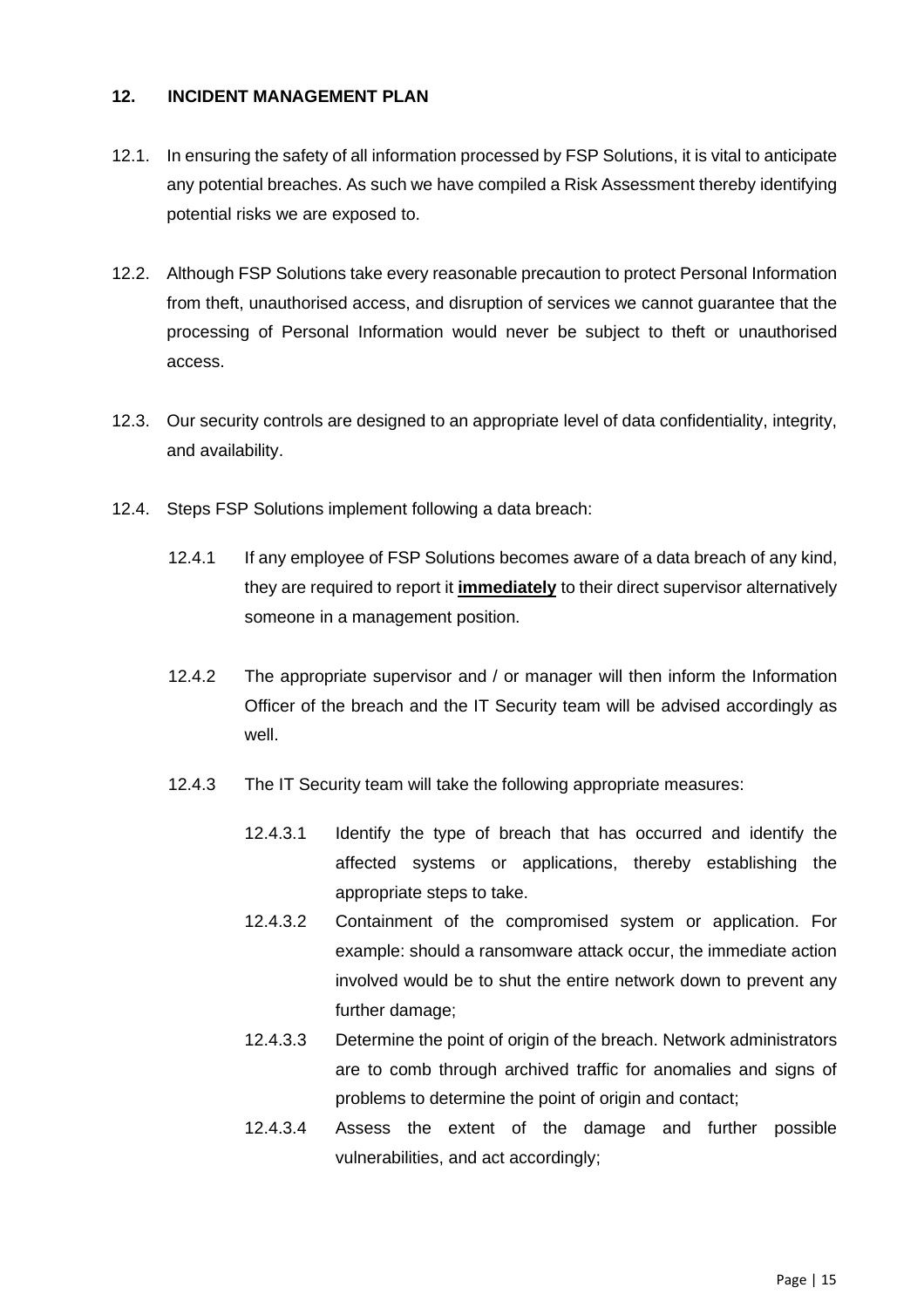## 12. INCIDENT MANAGEMENT PLAN

12.1. In ensuring the safety of all information processed by FSP Solutions, it is vital to anticipate any potential breaches. As such we have compiled a Risk Assessment thereby identifying potential risks we are exposed to.

12.2. Although FSP Solutions take every reasonable precaution to protect Personal Information from theft, unauthorised access, and disruption of services we cannot guarantee that the processing of Personal Information would never be subject to theft or unauthorised access.

12.3. Our security controls are designed to an appropriate level of data confidentiality, integrity, and availability.

12.4. Steps FSP Solutions implement following a data breach:

12.4.1 If any employee of FSP Solutions becomes aware of a data breach of any kind, they are required to report it **immediately** to their direct supervisor alternatively someone in a management position.

12.4.2 The appropriate supervisor and / or manager will then inform the Information Officer of the breach and the IT Security team will be advised accordingly as well.

12.4.3 The IT Security team will take the following appropriate measures:

12.4.3.1 Identify the type of breach that has occurred and identify the affected systems or applications, thereby establishing the appropriate steps to take.

12.4.3.2 Containment of the compromised system or application. For example: should a ransomware attack occur, the immediate action involved would be to shut the entire network down to prevent any further damage;

12.4.3.3 Determine the point of origin of the breach. Network administrators are to comb through archived traffic for anomalies and signs of problems to determine the point of origin and contact;

12.4.3.4 Assess the extent of the damage and further possible vulnerabilities, and act accordingly;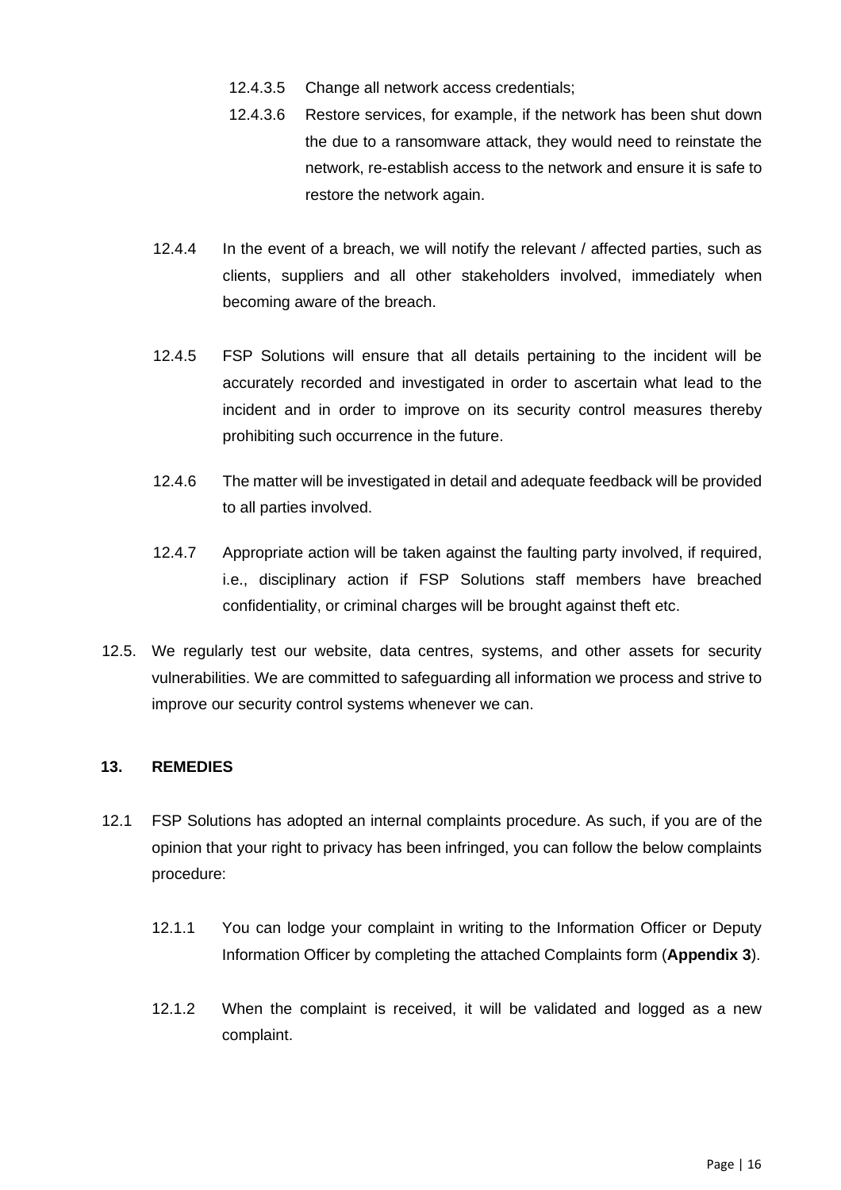12.4.3.5 Change all network access credentials;

12.4.3.6 Restore services, for example, if the network has been shut down the due to a ransomware attack, they would need to reinstate the network, re-establish access to the network and ensure it is safe to restore the network again.

12.4.4 In the event of a breach, we will notify the relevant / affected parties, such as clients, suppliers and all other stakeholders involved, immediately when becoming aware of the breach.

12.4.5 FSP Solutions will ensure that all details pertaining to the incident will be accurately recorded and investigated in order to ascertain what lead to the incident and in order to improve on its security control measures thereby prohibiting such occurrence in the future.

12.4.6 The matter will be investigated in detail and adequate feedback will be provided to all parties involved.

12.4.7 Appropriate action will be taken against the faulting party involved, if required, i.e., disciplinary action if FSP Solutions staff members have breached confidentiality, or criminal charges will be brought against theft etc.

12.5. We regularly test our website, data centres, systems, and other assets for security vulnerabilities. We are committed to safeguarding all information we process and strive to improve our security control systems whenever we can.

## 13. REMEDIES

12.1 FSP Solutions has adopted an internal complaints procedure. As such, if you are of the opinion that your right to privacy has been infringed, you can follow the below complaints procedure:

12.1.1 You can lodge your complaint in writing to the Information Officer or Deputy Information Officer by completing the attached Complaints form (**Appendix 3**).

12.1.2 When the complaint is received, it will be validated and logged as a new complaint.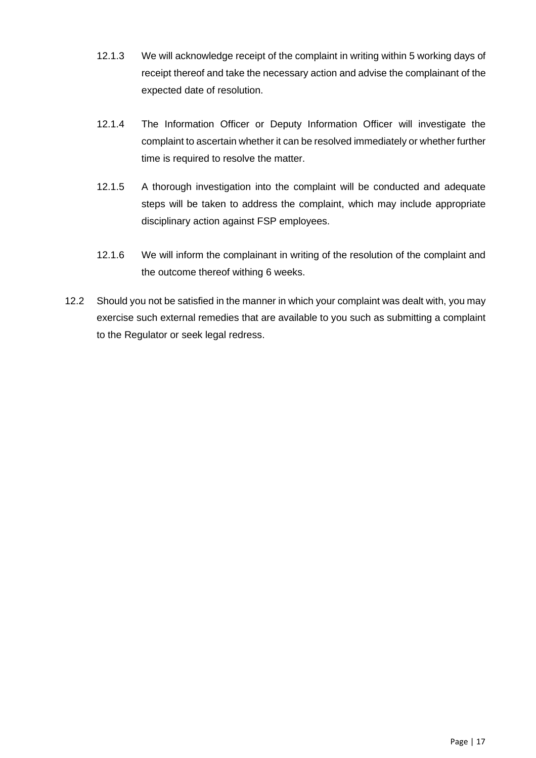12.1.3 We will acknowledge receipt of the complaint in writing within 5 working days of receipt thereof and take the necessary action and advise the complainant of the expected date of resolution.

12.1.4 The Information Officer or Deputy Information Officer will investigate the complaint to ascertain whether it can be resolved immediately or whether further time is required to resolve the matter.

12.1.5 A thorough investigation into the complaint will be conducted and adequate steps will be taken to address the complaint, which may include appropriate disciplinary action against FSP employees.

12.1.6 We will inform the complainant in writing of the resolution of the complaint and the outcome thereof withing 6 weeks.

12.2 Should you not be satisfied in the manner in which your complaint was dealt with, you may exercise such external remedies that are available to you such as submitting a complaint to the Regulator or seek legal redress.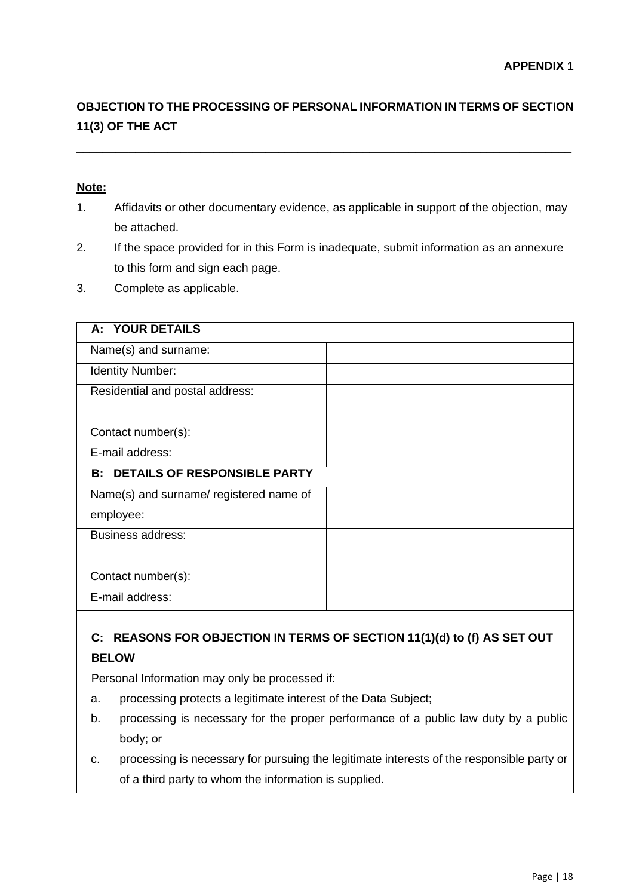**APPENDIX 1**

## OBJECTION TO THE PROCESSING OF PERSONAL INFORMATION IN TERMS OF SECTION 11(3) OF THE ACT

---

**Note:**

1. Affidavits or other documentary evidence, as applicable in support of the objection, may be attached.
2. If the space provided for in this Form is inadequate, submit information as an annexure to this form and sign each page.
3. Complete as applicable.

| **A: YOUR DETAILS** | |
|---|---|
| Name(s) and surname: | |
| Identity Number: | |
| Residential and postal address: | |
| Contact number(s): | |
| E-mail address: | |
| **B: DETAILS OF RESPONSIBLE PARTY** | |
| Name(s) and surname/ registered name of employee: | |
| Business address: | |
| Contact number(s): | |
| E-mail address: | |

**C: REASONS FOR OBJECTION IN TERMS OF SECTION 11(1)(d) to (f) AS SET OUT BELOW**

Personal Information may only be processed if:

a. processing protects a legitimate interest of the Data Subject;
b. processing is necessary for the proper performance of a public law duty by a public body; or
c. processing is necessary for pursuing the legitimate interests of the responsible party or of a third party to whom the information is supplied.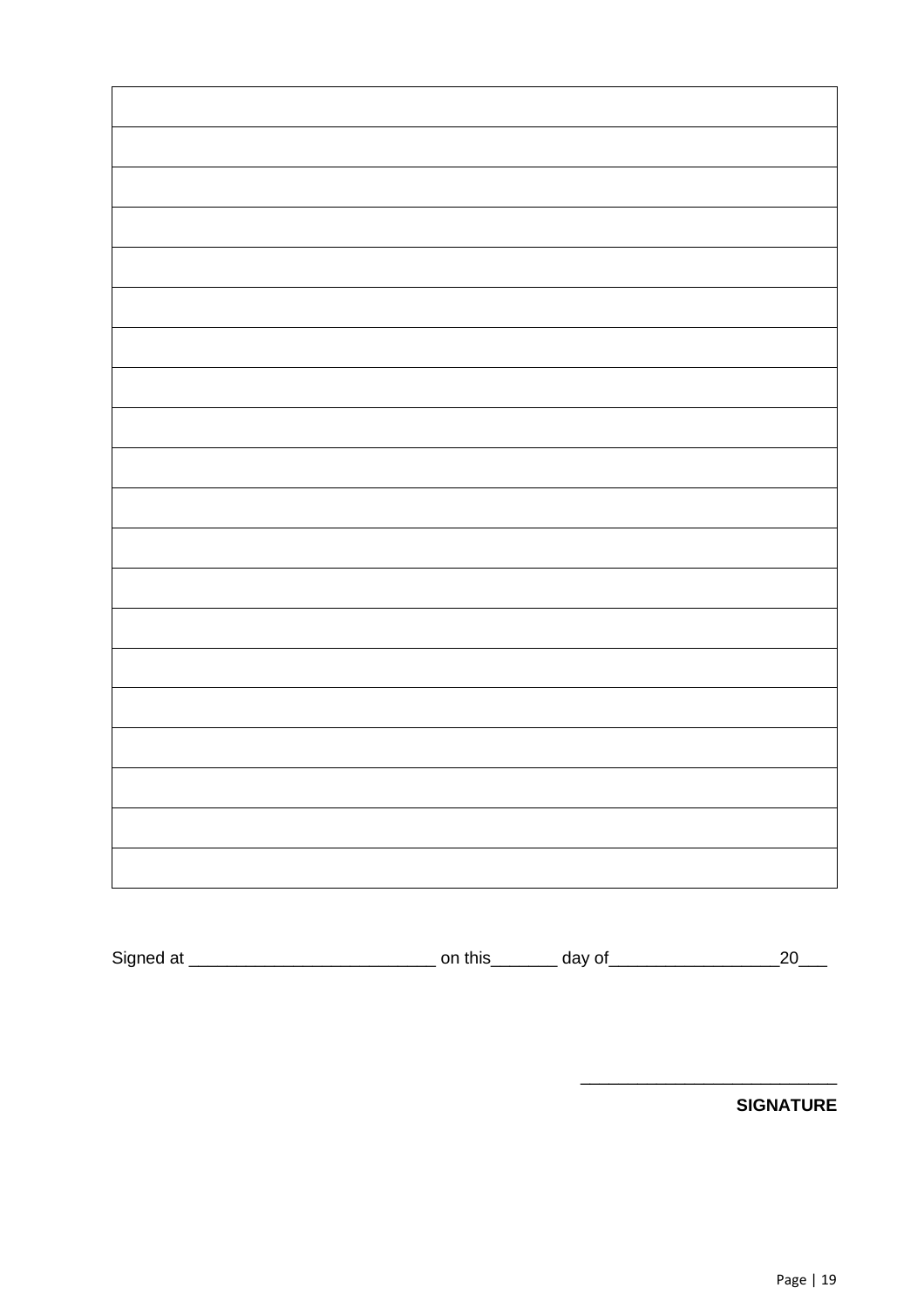| |
|---|
| |
| |
| |
| |
| |
| |
| |
| |
| |
| |
| |
| |
| |
| |
| |
| |
| |
| |
| |

Signed at ___________________________ on this_______ day of__________________20___

____________________________

**SIGNATURE**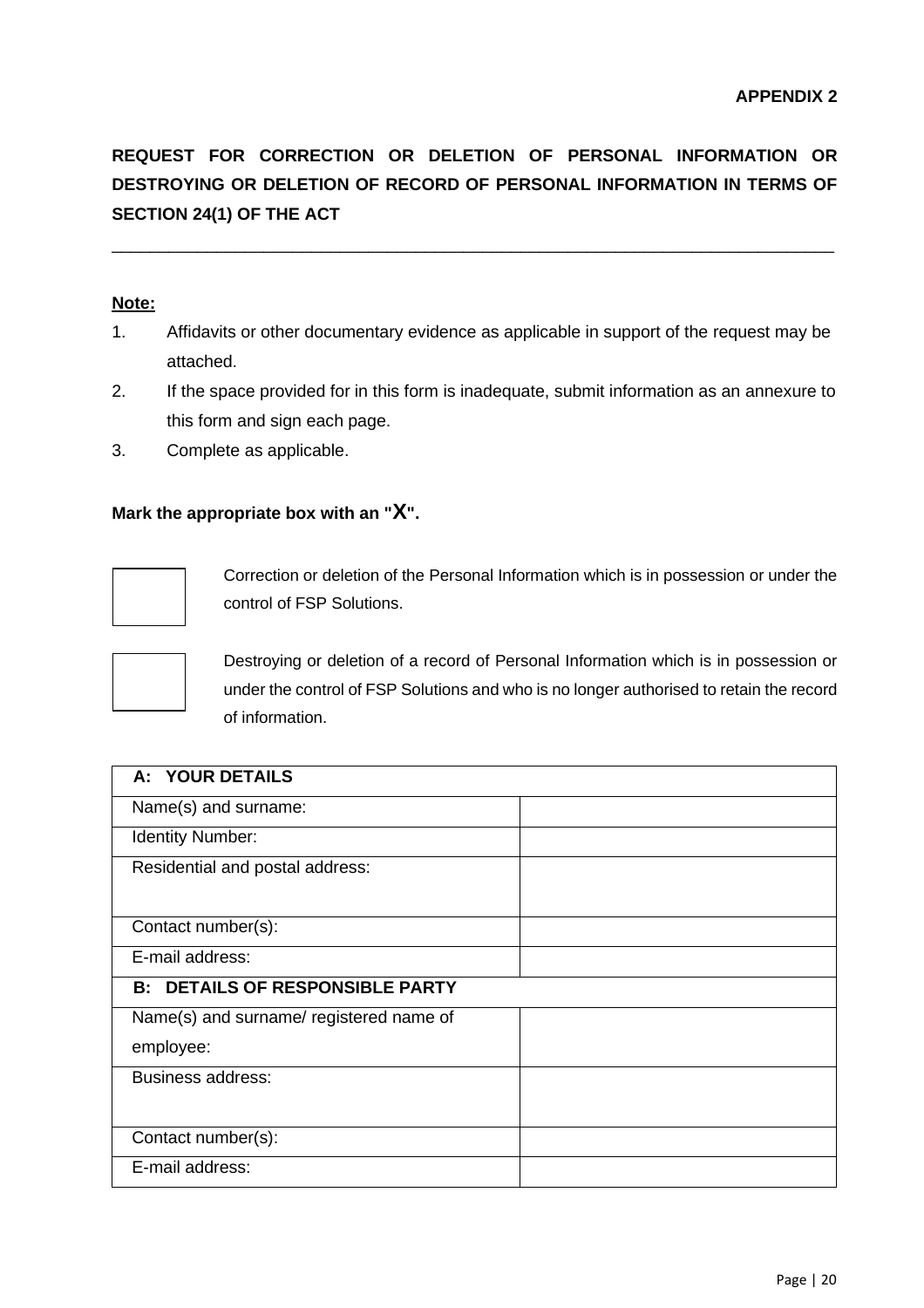**APPENDIX 2**

# REQUEST FOR CORRECTION OR DELETION OF PERSONAL INFORMATION OR DESTROYING OR DELETION OF RECORD OF PERSONAL INFORMATION IN TERMS OF SECTION 24(1) OF THE ACT

---

**Note:**

1. Affidavits or other documentary evidence as applicable in support of the request may be attached.
2. If the space provided for in this form is inadequate, submit information as an annexure to this form and sign each page.
3. Complete as applicable.

**Mark the appropriate box with an "X".**

☐ Correction or deletion of the Personal Information which is in possession or under the control of FSP Solutions.

☐ Destroying or deletion of a record of Personal Information which is in possession or under the control of FSP Solutions and who is no longer authorised to retain the record of information.

| **A: YOUR DETAILS** | |
|---|---|
| Name(s) and surname: | |
| Identity Number: | |
| Residential and postal address: | |
| Contact number(s): | |
| E-mail address: | |
| **B: DETAILS OF RESPONSIBLE PARTY** | |
| Name(s) and surname/ registered name of employee: | |
| Business address: | |
| Contact number(s): | |
| E-mail address: | |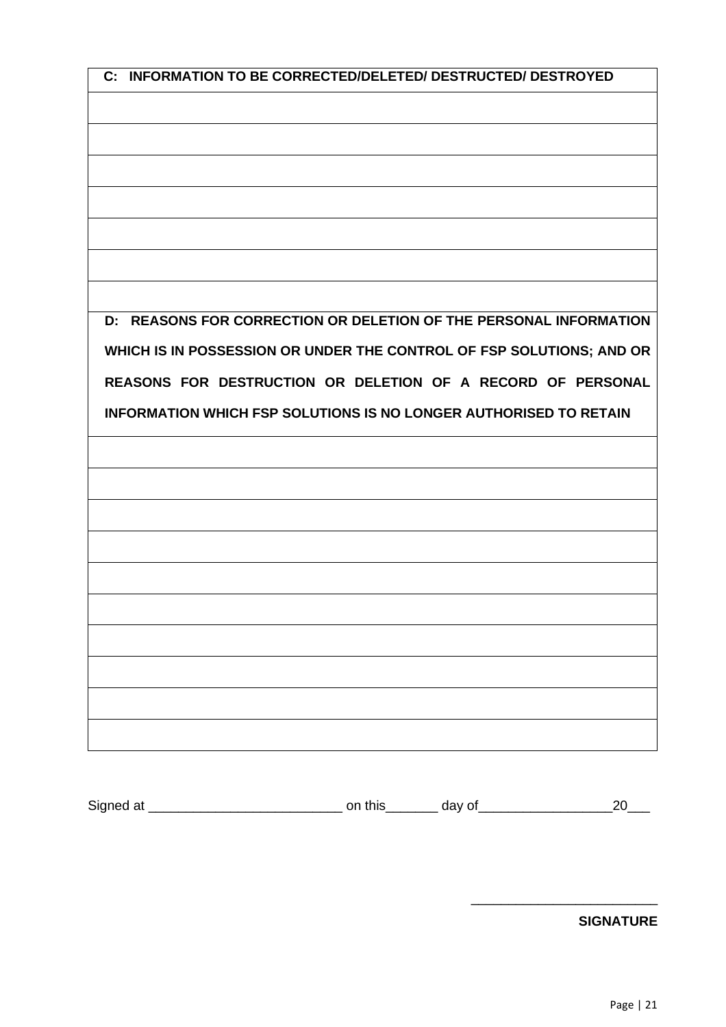| **C: INFORMATION TO BE CORRECTED/DELETED/ DESTRUCTED/ DESTROYED** |
| --- |
| |
| |
| |
| |
| |
| |
| |
| **D: REASONS FOR CORRECTION OR DELETION OF THE PERSONAL INFORMATION WHICH IS IN POSSESSION OR UNDER THE CONTROL OF FSP SOLUTIONS; AND OR REASONS FOR DESTRUCTION OR DELETION OF A RECORD OF PERSONAL INFORMATION WHICH FSP SOLUTIONS IS NO LONGER AUTHORISED TO RETAIN** |
| |
| |
| |
| |
| |
| |
| |
| |
| |
| |

Signed at __________________________ on this_______ day of__________________20___

_________________________

**SIGNATURE**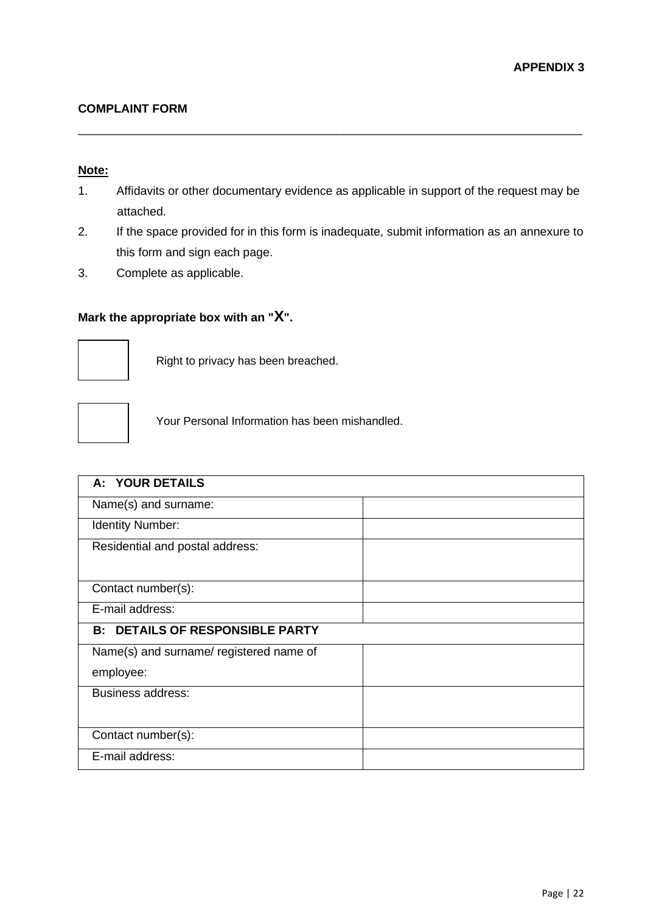**APPENDIX 3**

**COMPLAINT FORM**

---

**Note:**

1. Affidavits or other documentary evidence as applicable in support of the request may be attached.
2. If the space provided for in this form is inadequate, submit information as an annexure to this form and sign each page.
3. Complete as applicable.

**Mark the appropriate box with an "X".**

☐ Right to privacy has been breached.

☐ Your Personal Information has been mishandled.

| **A: YOUR DETAILS** | |
|---|---|
| Name(s) and surname: | |
| Identity Number: | |
| Residential and postal address: | |
| Contact number(s): | |
| E-mail address: | |
| **B: DETAILS OF RESPONSIBLE PARTY** | |
| Name(s) and surname/ registered name of employee: | |
| Business address: | |
| Contact number(s): | |
| E-mail address: | |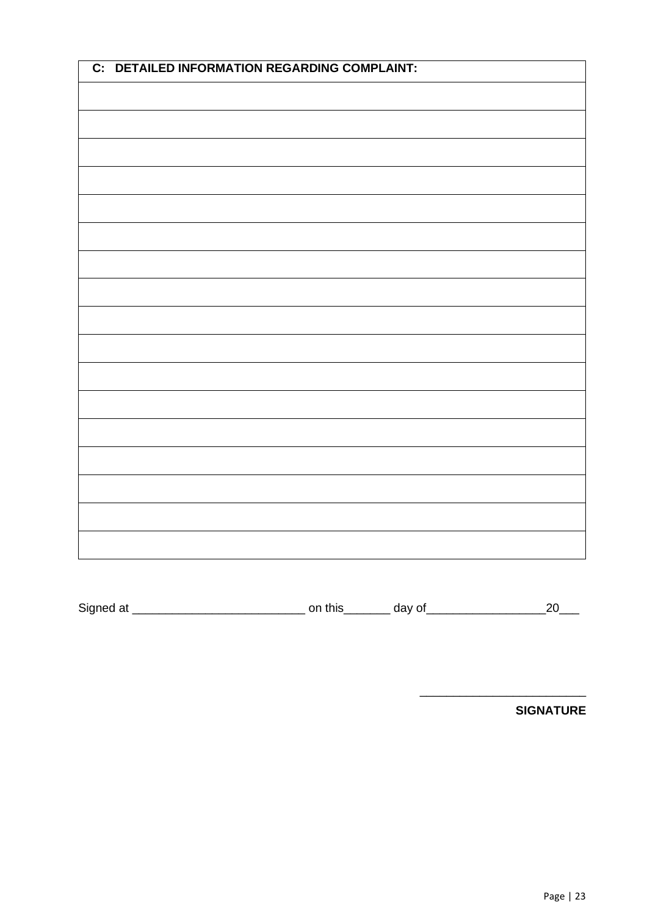| C: DETAILED INFORMATION REGARDING COMPLAINT: |
|---|
| |
| |
| |
| |
| |
| |
| |
| |
| |
| |
| |
| |
| |
| |
| |
| |
| |

Signed at __________________________ on this_______ day of__________________20___

_________________________

**SIGNATURE**